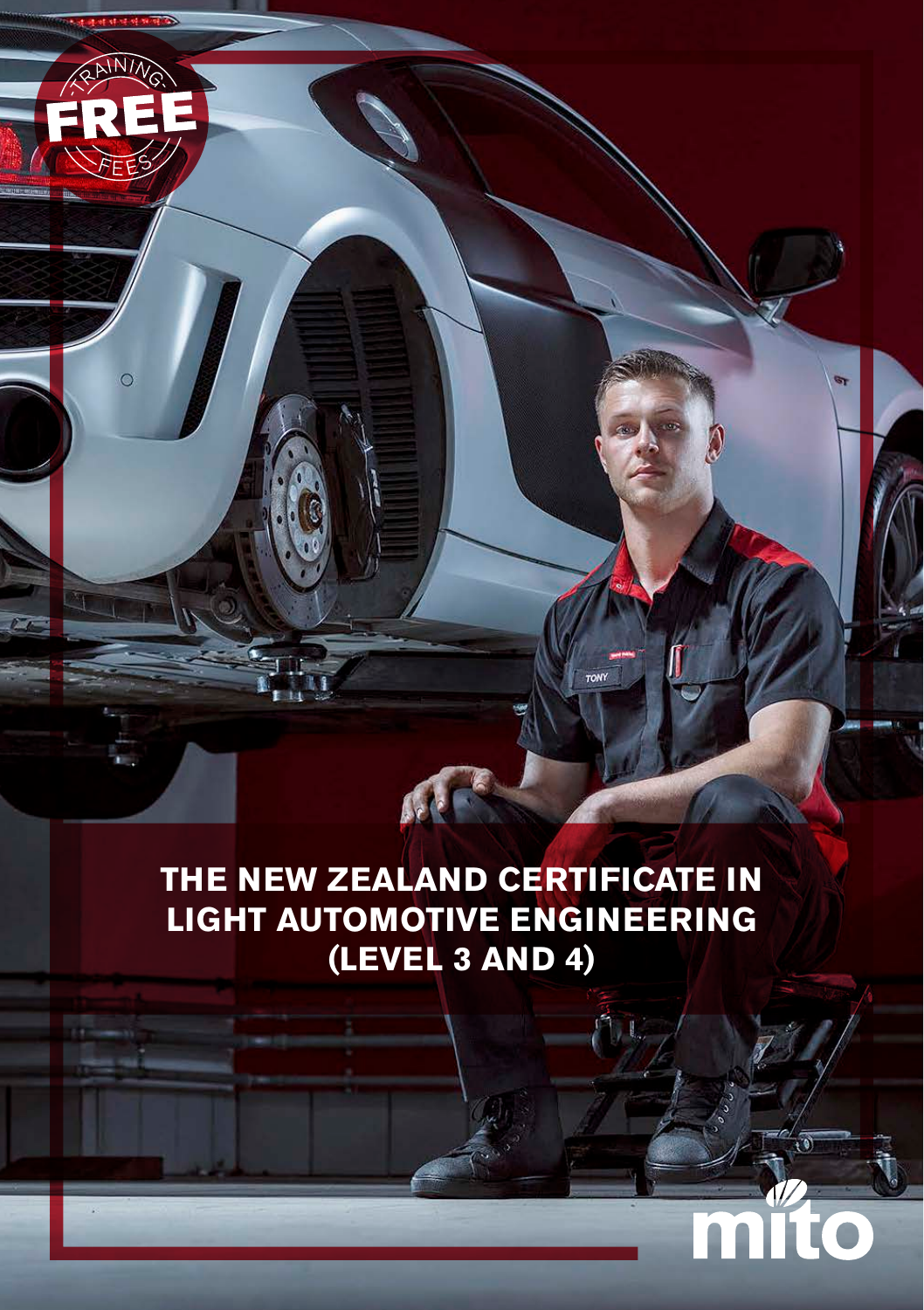TRAINING FREE FEES

# THE NEW ZEALAND CERTIFICATE IN LIGHT AUTOMOTIVE ENGINEERING (LEVEL 3 AND 4)

mito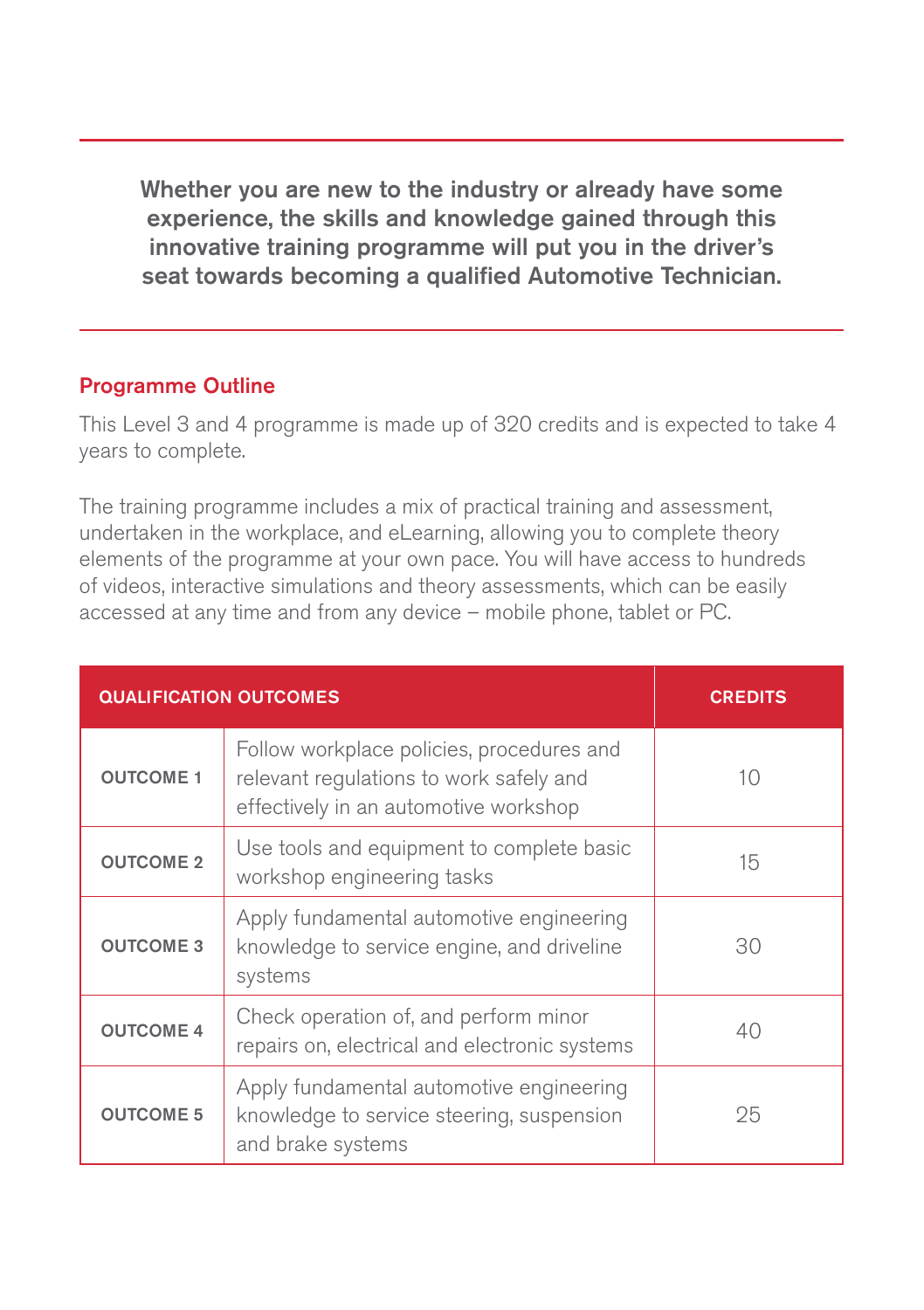**Whether you are new to the industry or already have some experience, the skills and knowledge gained through this innovative training programme will put you in the driver's seat towards becoming a qualified Automotive Technician.**

## Programme Outline

This Level 3 and 4 programme is made up of 320 credits and is expected to take 4 years to complete.

The training programme includes a mix of practical training and assessment, undertaken in the workplace, and eLearning, allowing you to complete theory elements of the programme at your own pace. You will have access to hundreds of videos, interactive simulations and theory assessments, which can be easily accessed at any time and from any device – mobile phone, tablet or PC.

| QUALIFICATION OUTCOMES | | CREDITS |
|---|---|---|
| OUTCOME 1 | Follow workplace policies, procedures and relevant regulations to work safely and effectively in an automotive workshop | 10 |
| OUTCOME 2 | Use tools and equipment to complete basic workshop engineering tasks | 15 |
| OUTCOME 3 | Apply fundamental automotive engineering knowledge to service engine, and driveline systems | 30 |
| OUTCOME 4 | Check operation of, and perform minor repairs on, electrical and electronic systems | 40 |
| OUTCOME 5 | Apply fundamental automotive engineering knowledge to service steering, suspension and brake systems | 25 |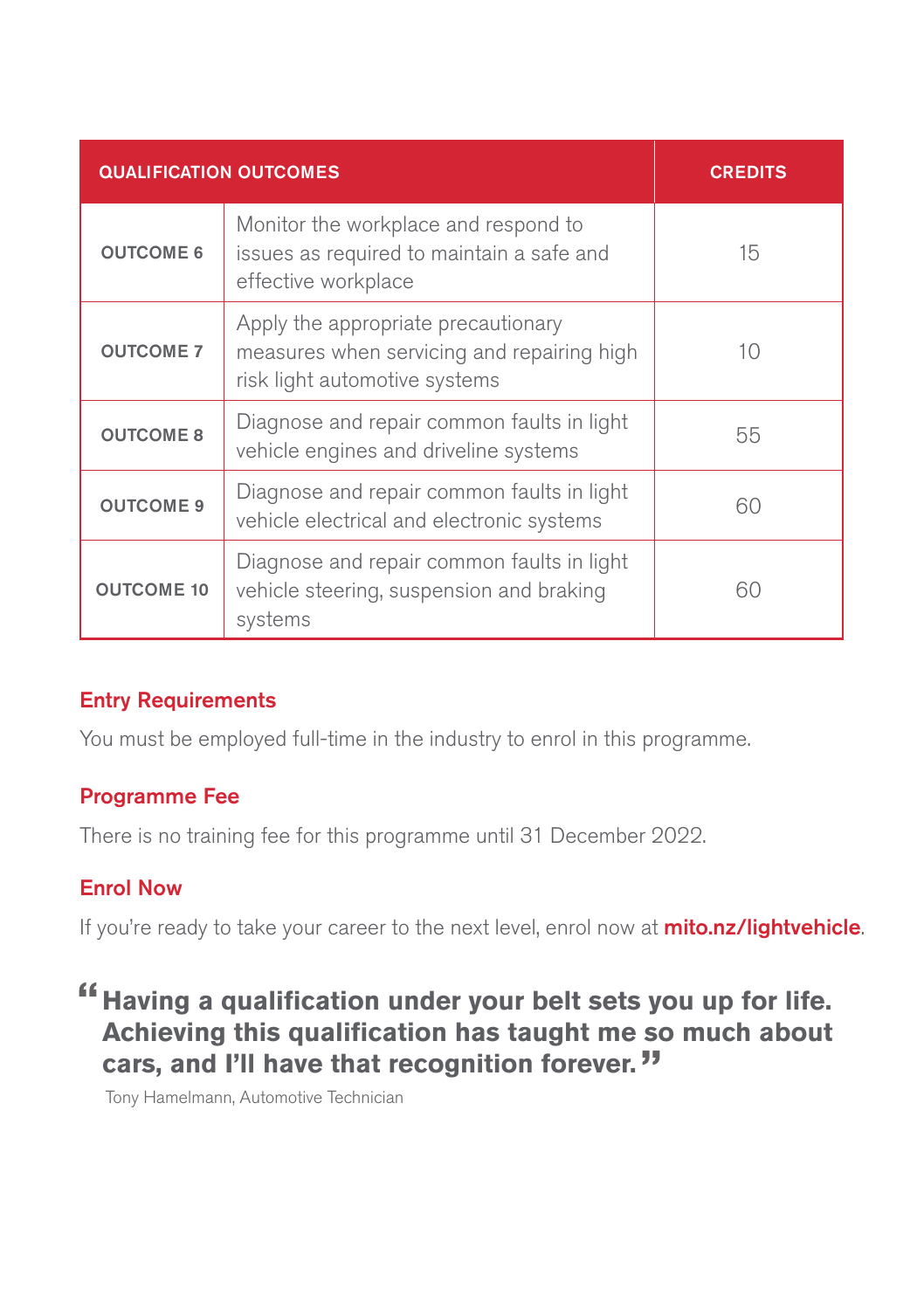| QUALIFICATION OUTCOMES | | CREDITS |
|---|---|---|
| **OUTCOME 6** | Monitor the workplace and respond to issues as required to maintain a safe and effective workplace | 15 |
| **OUTCOME 7** | Apply the appropriate precautionary measures when servicing and repairing high risk light automotive systems | 10 |
| **OUTCOME 8** | Diagnose and repair common faults in light vehicle engines and driveline systems | 55 |
| **OUTCOME 9** | Diagnose and repair common faults in light vehicle electrical and electronic systems | 60 |
| **OUTCOME 10** | Diagnose and repair common faults in light vehicle steering, suspension and braking systems | 60 |

## Entry Requirements

You must be employed full-time in the industry to enrol in this programme.

## Programme Fee

There is no training fee for this programme until 31 December 2022.

## Enrol Now

If you're ready to take your career to the next level, enrol now at **mito.nz/lightvehicle**.

> **"Having a qualification under your belt sets you up for life. Achieving this qualification has taught me so much about cars, and I'll have that recognition forever."**
>
> Tony Hamelmann, Automotive Technician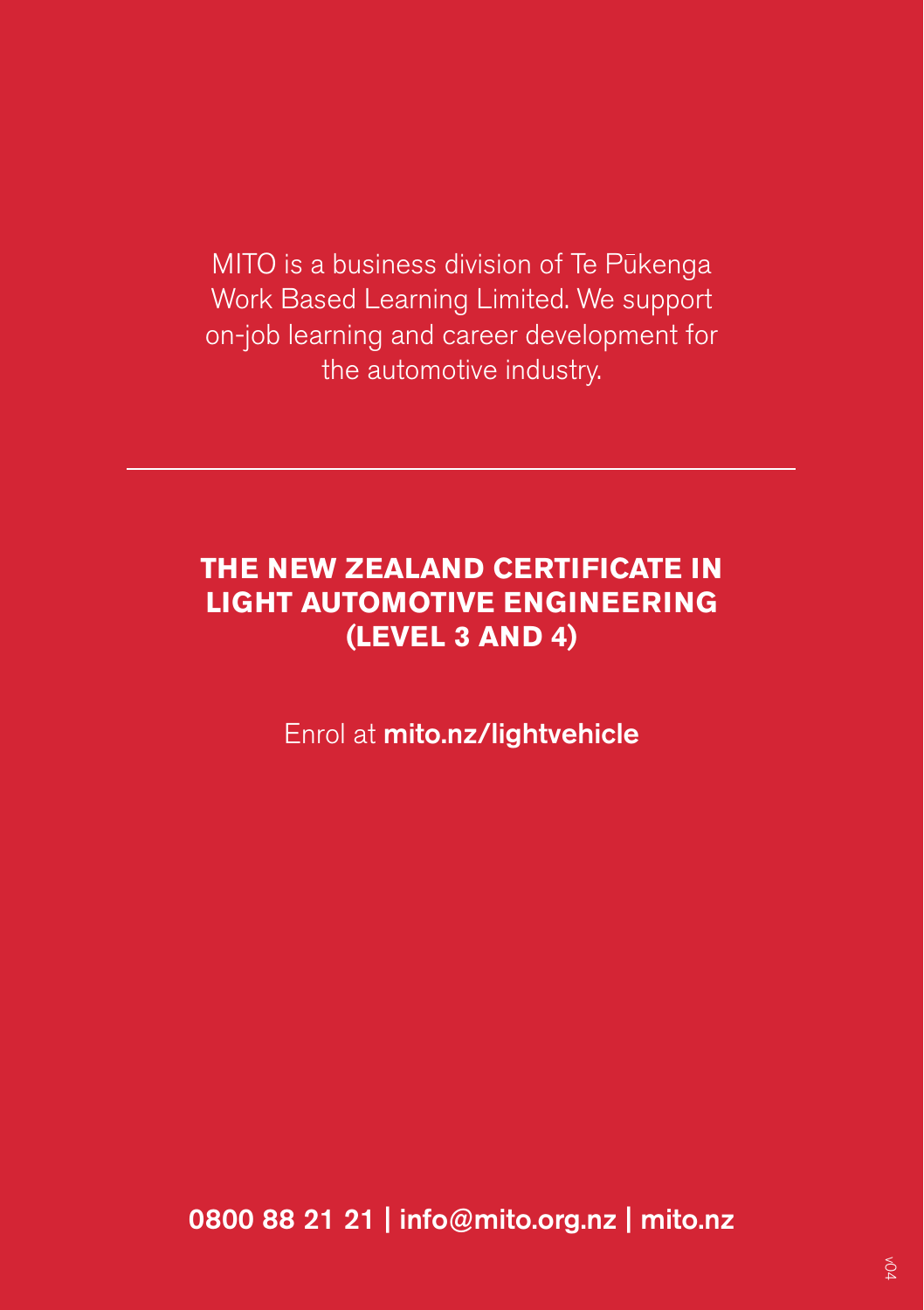MITO is a business division of Te Pūkenga Work Based Learning Limited. We support on-job learning and career development for the automotive industry.

---

## THE NEW ZEALAND CERTIFICATE IN LIGHT AUTOMOTIVE ENGINEERING (LEVEL 3 AND 4)

Enrol at **mito.nz/lightvehicle**

**0800 88 21 21 | info@mito.org.nz | mito.nz**

v04